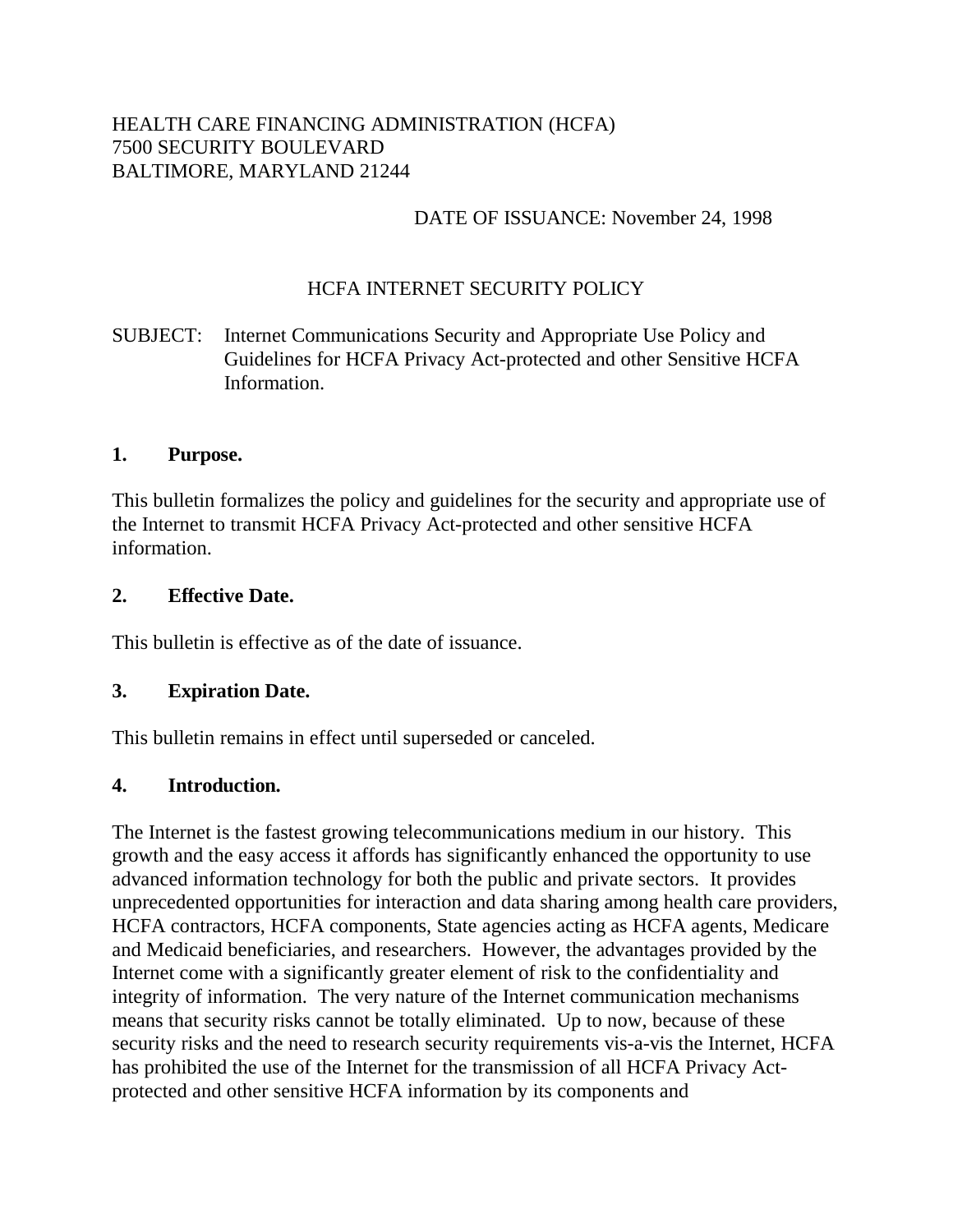HEALTH CARE FINANCING ADMINISTRATION (HCFA)
7500 SECURITY BOULEVARD
BALTIMORE, MARYLAND 21244

DATE OF ISSUANCE: November 24, 1998

# HCFA INTERNET SECURITY POLICY

SUBJECT: Internet Communications Security and Appropriate Use Policy and Guidelines for HCFA Privacy Act-protected and other Sensitive HCFA Information.

## 1. Purpose.

This bulletin formalizes the policy and guidelines for the security and appropriate use of the Internet to transmit HCFA Privacy Act-protected and other sensitive HCFA information.

## 2. Effective Date.

This bulletin is effective as of the date of issuance.

## 3. Expiration Date.

This bulletin remains in effect until superseded or canceled.

## 4. Introduction.

The Internet is the fastest growing telecommunications medium in our history. This growth and the easy access it affords has significantly enhanced the opportunity to use advanced information technology for both the public and private sectors. It provides unprecedented opportunities for interaction and data sharing among health care providers, HCFA contractors, HCFA components, State agencies acting as HCFA agents, Medicare and Medicaid beneficiaries, and researchers. However, the advantages provided by the Internet come with a significantly greater element of risk to the confidentiality and integrity of information. The very nature of the Internet communication mechanisms means that security risks cannot be totally eliminated. Up to now, because of these security risks and the need to research security requirements vis-a-vis the Internet, HCFA has prohibited the use of the Internet for the transmission of all HCFA Privacy Act-protected and other sensitive HCFA information by its components and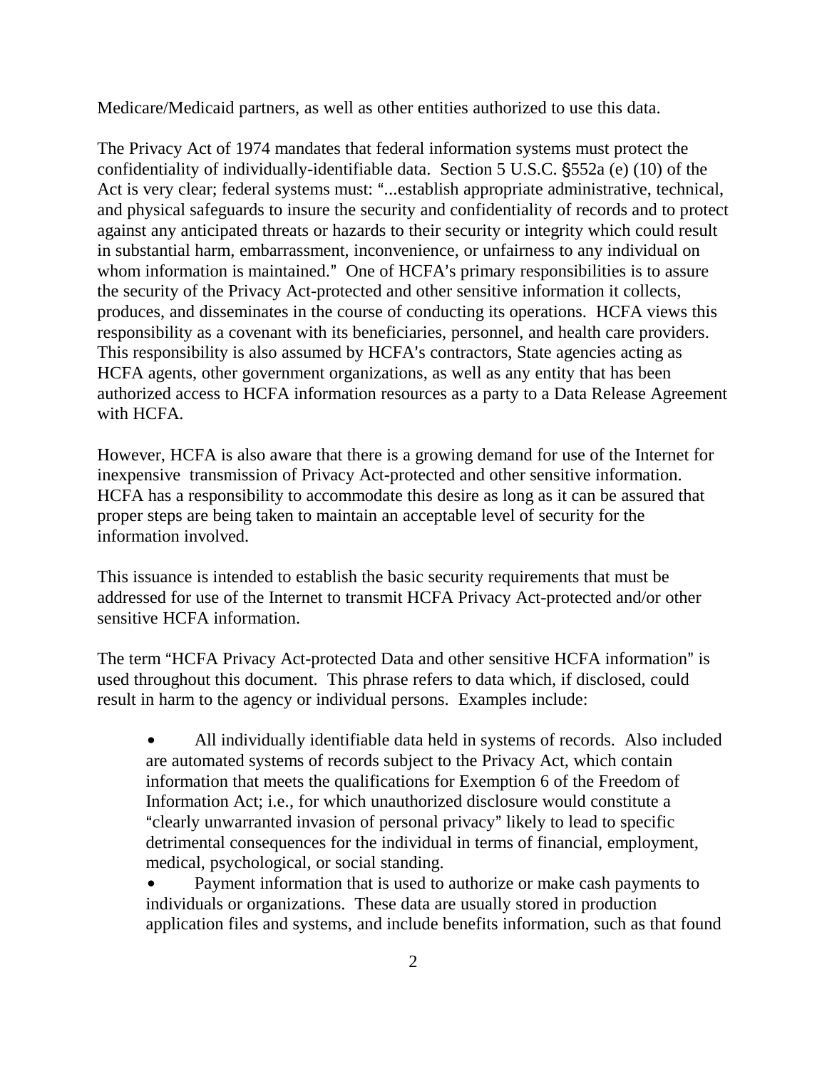Medicare/Medicaid partners, as well as other entities authorized to use this data.

The Privacy Act of 1974 mandates that federal information systems must protect the confidentiality of individually-identifiable data. Section 5 U.S.C. §552a (e) (10) of the Act is very clear; federal systems must: "...establish appropriate administrative, technical, and physical safeguards to insure the security and confidentiality of records and to protect against any anticipated threats or hazards to their security or integrity which could result in substantial harm, embarrassment, inconvenience, or unfairness to any individual on whom information is maintained." One of HCFA's primary responsibilities is to assure the security of the Privacy Act-protected and other sensitive information it collects, produces, and disseminates in the course of conducting its operations. HCFA views this responsibility as a covenant with its beneficiaries, personnel, and health care providers. This responsibility is also assumed by HCFA's contractors, State agencies acting as HCFA agents, other government organizations, as well as any entity that has been authorized access to HCFA information resources as a party to a Data Release Agreement with HCFA.

However, HCFA is also aware that there is a growing demand for use of the Internet for inexpensive transmission of Privacy Act-protected and other sensitive information. HCFA has a responsibility to accommodate this desire as long as it can be assured that proper steps are being taken to maintain an acceptable level of security for the information involved.

This issuance is intended to establish the basic security requirements that must be addressed for use of the Internet to transmit HCFA Privacy Act-protected and/or other sensitive HCFA information.

The term "HCFA Privacy Act-protected Data and other sensitive HCFA information" is used throughout this document. This phrase refers to data which, if disclosed, could result in harm to the agency or individual persons. Examples include:

- All individually identifiable data held in systems of records. Also included are automated systems of records subject to the Privacy Act, which contain information that meets the qualifications for Exemption 6 of the Freedom of Information Act; i.e., for which unauthorized disclosure would constitute a "clearly unwarranted invasion of personal privacy" likely to lead to specific detrimental consequences for the individual in terms of financial, employment, medical, psychological, or social standing.
- Payment information that is used to authorize or make cash payments to individuals or organizations. These data are usually stored in production application files and systems, and include benefits information, such as that found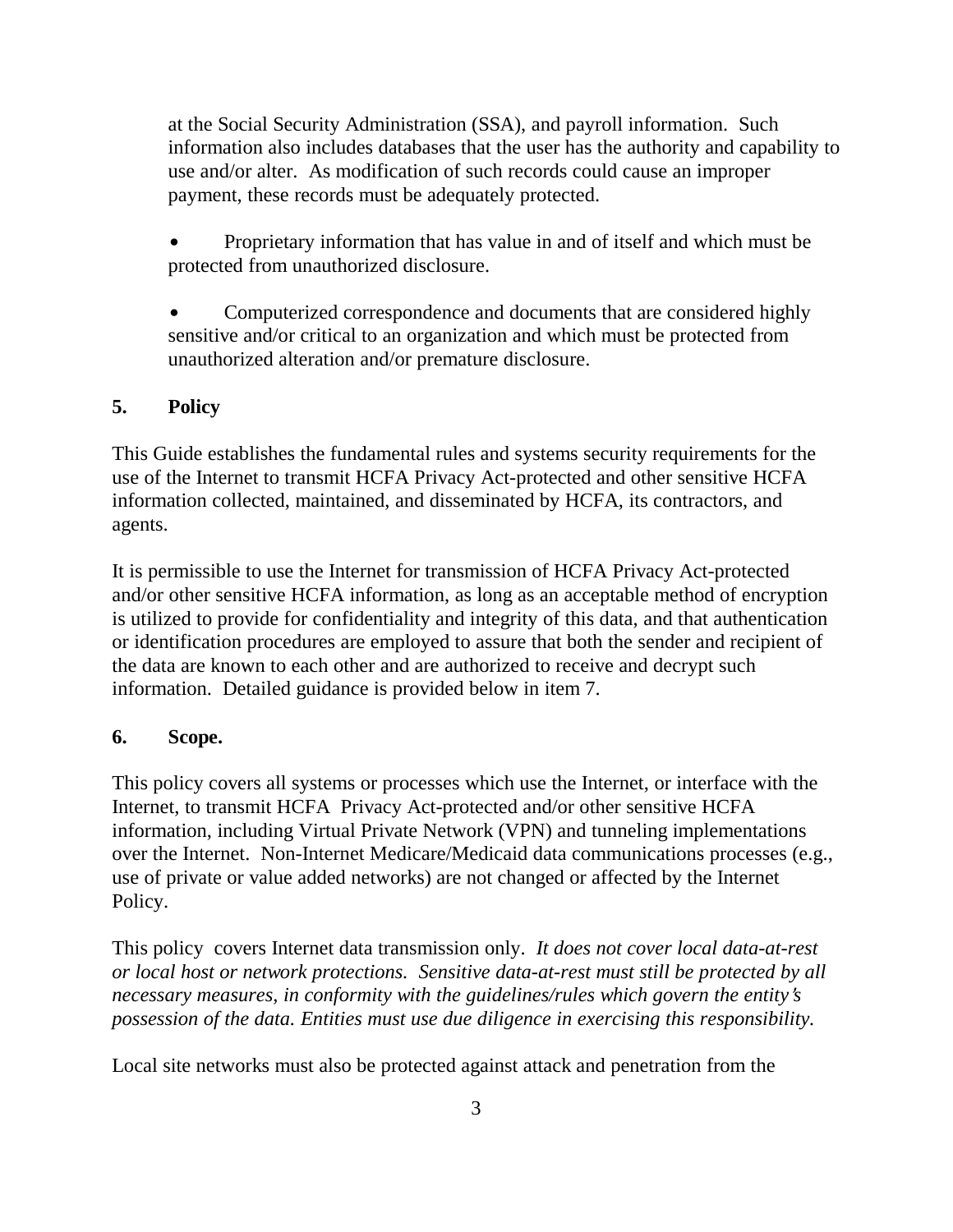at the Social Security Administration (SSA), and payroll information. Such information also includes databases that the user has the authority and capability to use and/or alter. As modification of such records could cause an improper payment, these records must be adequately protected.

- Proprietary information that has value in and of itself and which must be protected from unauthorized disclosure.

- Computerized correspondence and documents that are considered highly sensitive and/or critical to an organization and which must be protected from unauthorized alteration and/or premature disclosure.

## 5. Policy

This Guide establishes the fundamental rules and systems security requirements for the use of the Internet to transmit HCFA Privacy Act-protected and other sensitive HCFA information collected, maintained, and disseminated by HCFA, its contractors, and agents.

It is permissible to use the Internet for transmission of HCFA Privacy Act-protected and/or other sensitive HCFA information, as long as an acceptable method of encryption is utilized to provide for confidentiality and integrity of this data, and that authentication or identification procedures are employed to assure that both the sender and recipient of the data are known to each other and are authorized to receive and decrypt such information. Detailed guidance is provided below in item 7.

## 6. Scope.

This policy covers all systems or processes which use the Internet, or interface with the Internet, to transmit HCFA Privacy Act-protected and/or other sensitive HCFA information, including Virtual Private Network (VPN) and tunneling implementations over the Internet. Non-Internet Medicare/Medicaid data communications processes (e.g., use of private or value added networks) are not changed or affected by the Internet Policy.

This policy covers Internet data transmission only. *It does not cover local data-at-rest or local host or network protections. Sensitive data-at-rest must still be protected by all necessary measures, in conformity with the guidelines/rules which govern the entity's possession of the data. Entities must use due diligence in exercising this responsibility.*

Local site networks must also be protected against attack and penetration from the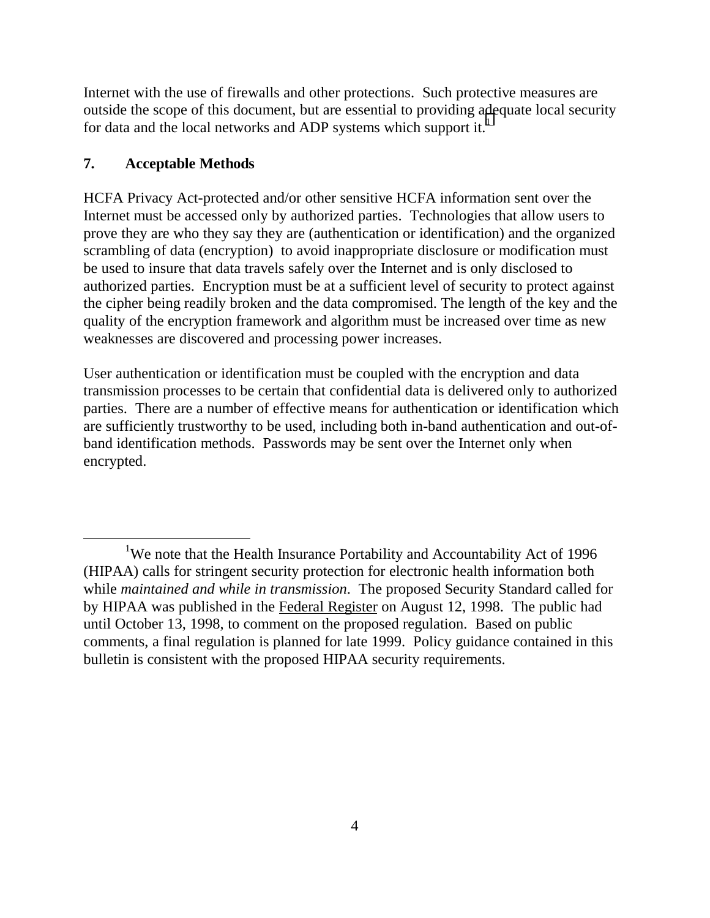Internet with the use of firewalls and other protections. Such protective measures are outside the scope of this document, but are essential to providing adequate local security for data and the local networks and ADP systems which support it.[1]

## 7. Acceptable Methods

HCFA Privacy Act-protected and/or other sensitive HCFA information sent over the Internet must be accessed only by authorized parties. Technologies that allow users to prove they are who they say they are (authentication or identification) and the organized scrambling of data (encryption) to avoid inappropriate disclosure or modification must be used to insure that data travels safely over the Internet and is only disclosed to authorized parties. Encryption must be at a sufficient level of security to protect against the cipher being readily broken and the data compromised. The length of the key and the quality of the encryption framework and algorithm must be increased over time as new weaknesses are discovered and processing power increases.

User authentication or identification must be coupled with the encryption and data transmission processes to be certain that confidential data is delivered only to authorized parties. There are a number of effective means for authentication or identification which are sufficiently trustworthy to be used, including both in-band authentication and out-of-band identification methods. Passwords may be sent over the Internet only when encrypted.

---

[1] We note that the Health Insurance Portability and Accountability Act of 1996 (HIPAA) calls for stringent security protection for electronic health information both while *maintained and while in transmission*. The proposed Security Standard called for by HIPAA was published in the Federal Register on August 12, 1998. The public had until October 13, 1998, to comment on the proposed regulation. Based on public comments, a final regulation is planned for late 1999. Policy guidance contained in this bulletin is consistent with the proposed HIPAA security requirements.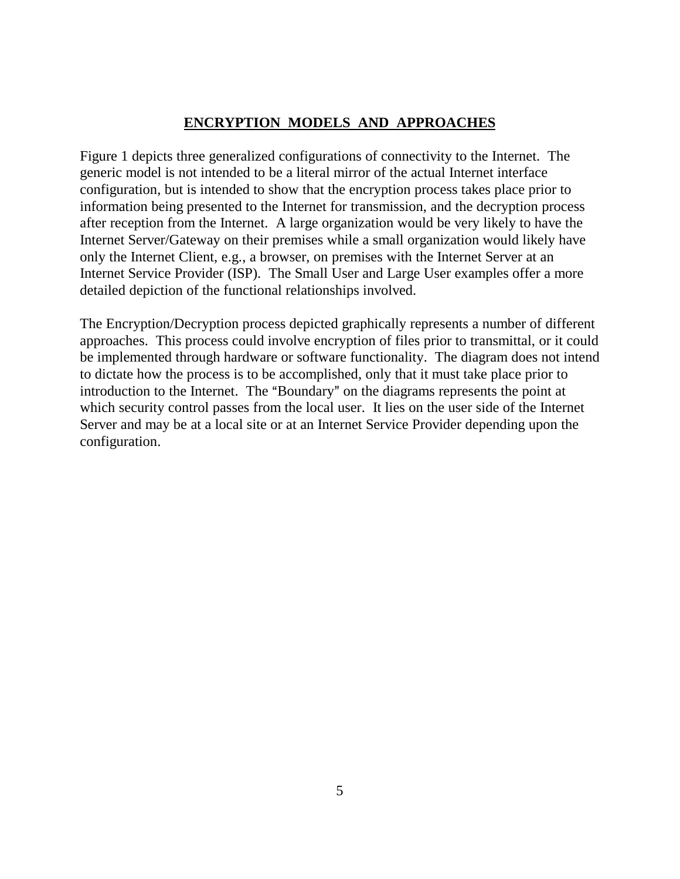## ENCRYPTION MODELS AND APPROACHES

Figure 1 depicts three generalized configurations of connectivity to the Internet. The generic model is not intended to be a literal mirror of the actual Internet interface configuration, but is intended to show that the encryption process takes place prior to information being presented to the Internet for transmission, and the decryption process after reception from the Internet. A large organization would be very likely to have the Internet Server/Gateway on their premises while a small organization would likely have only the Internet Client, e.g., a browser, on premises with the Internet Server at an Internet Service Provider (ISP). The Small User and Large User examples offer a more detailed depiction of the functional relationships involved.

The Encryption/Decryption process depicted graphically represents a number of different approaches. This process could involve encryption of files prior to transmittal, or it could be implemented through hardware or software functionality. The diagram does not intend to dictate how the process is to be accomplished, only that it must take place prior to introduction to the Internet. The "Boundary" on the diagrams represents the point at which security control passes from the local user. It lies on the user side of the Internet Server and may be at a local site or at an Internet Service Provider depending upon the configuration.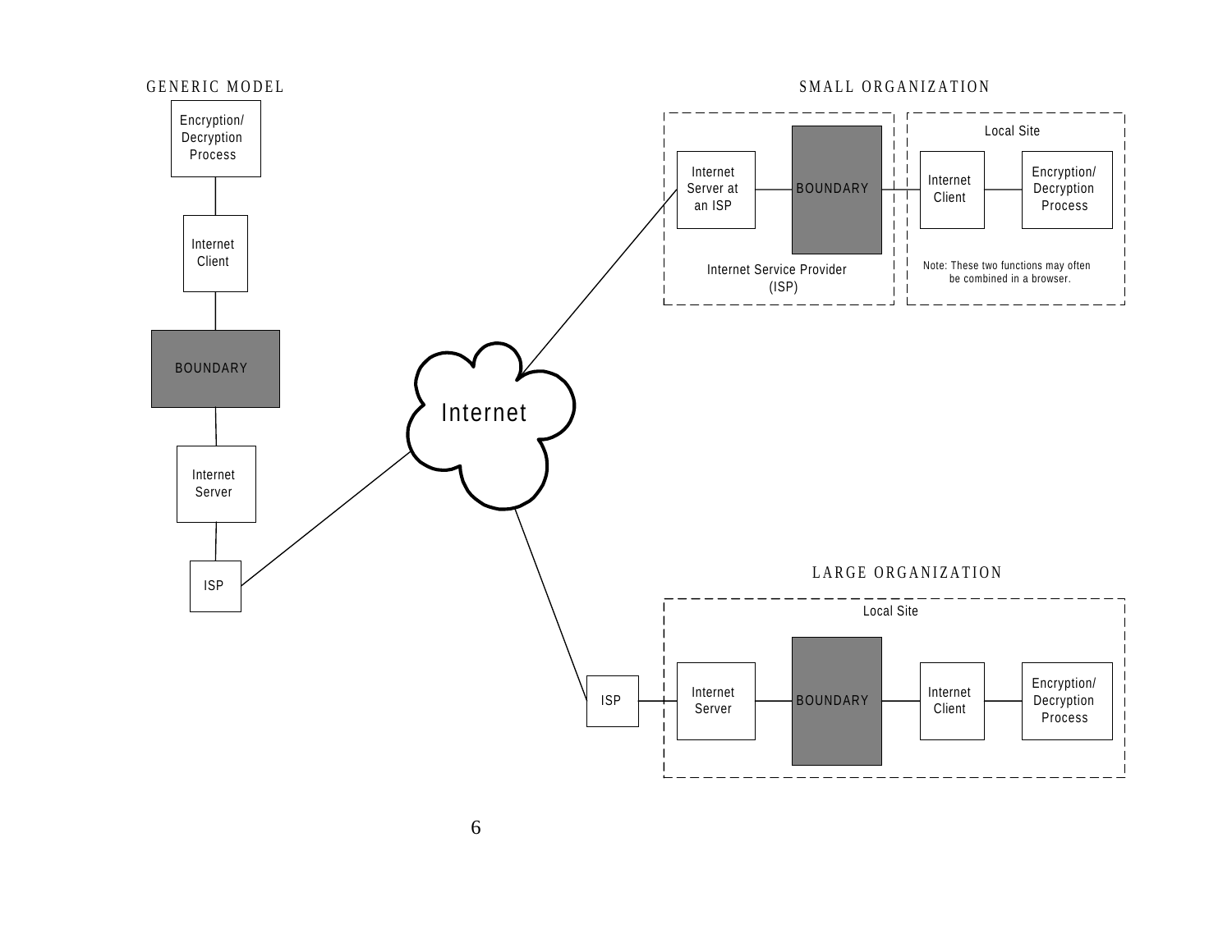GENERIC MODEL

Encryption/ Decryption Process

Internet Client

BOUNDARY

Internet Server

ISP

Internet

SMALL ORGANIZATION

Internet Server at an ISP

BOUNDARY

Internet Service Provider (ISP)

Local Site

Internet Client

Encryption/ Decryption Process

Note: These two functions may often be combined in a browser.

LARGE ORGANIZATION

Local Site

ISP

Internet Server

BOUNDARY

Internet Client

Encryption/ Decryption Process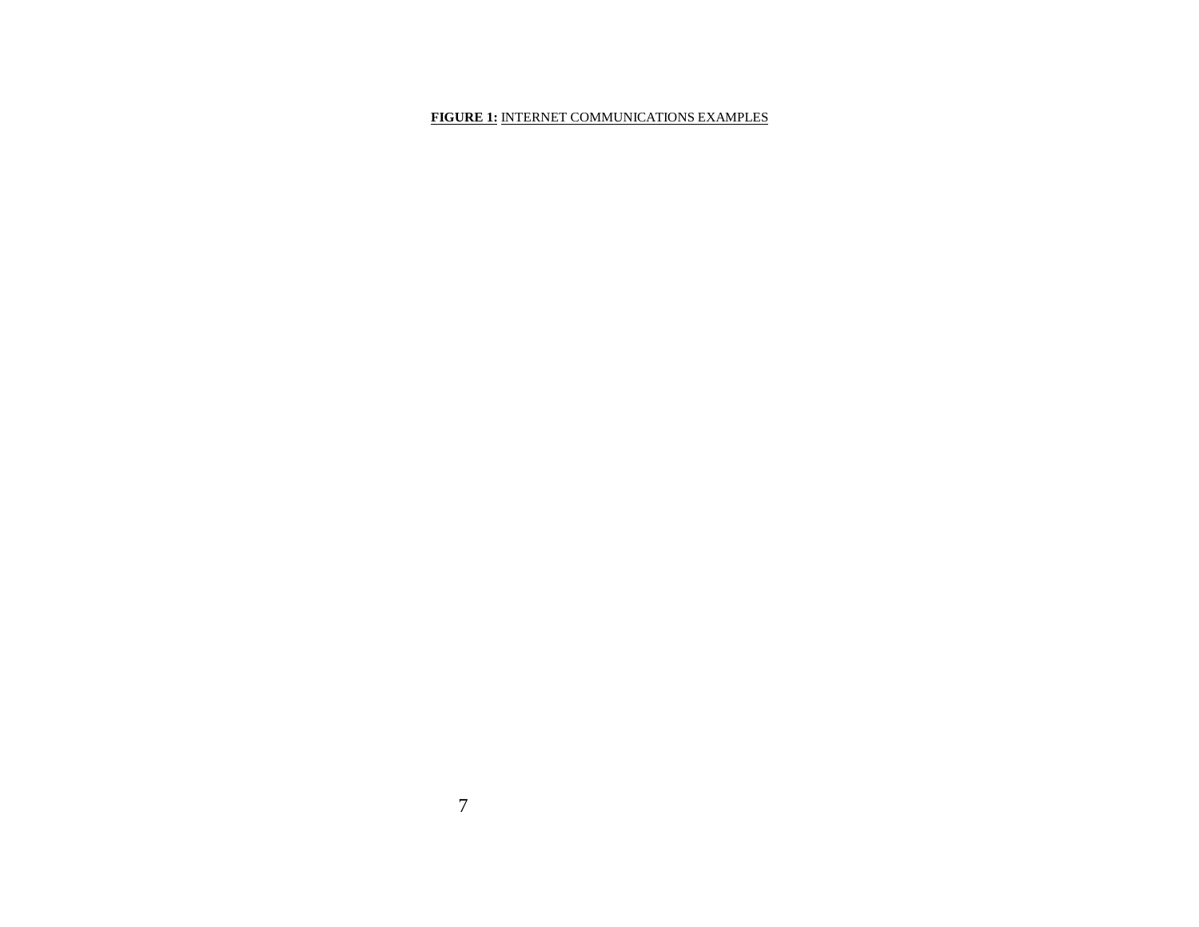**FIGURE 1:** INTERNET COMMUNICATIONS EXAMPLES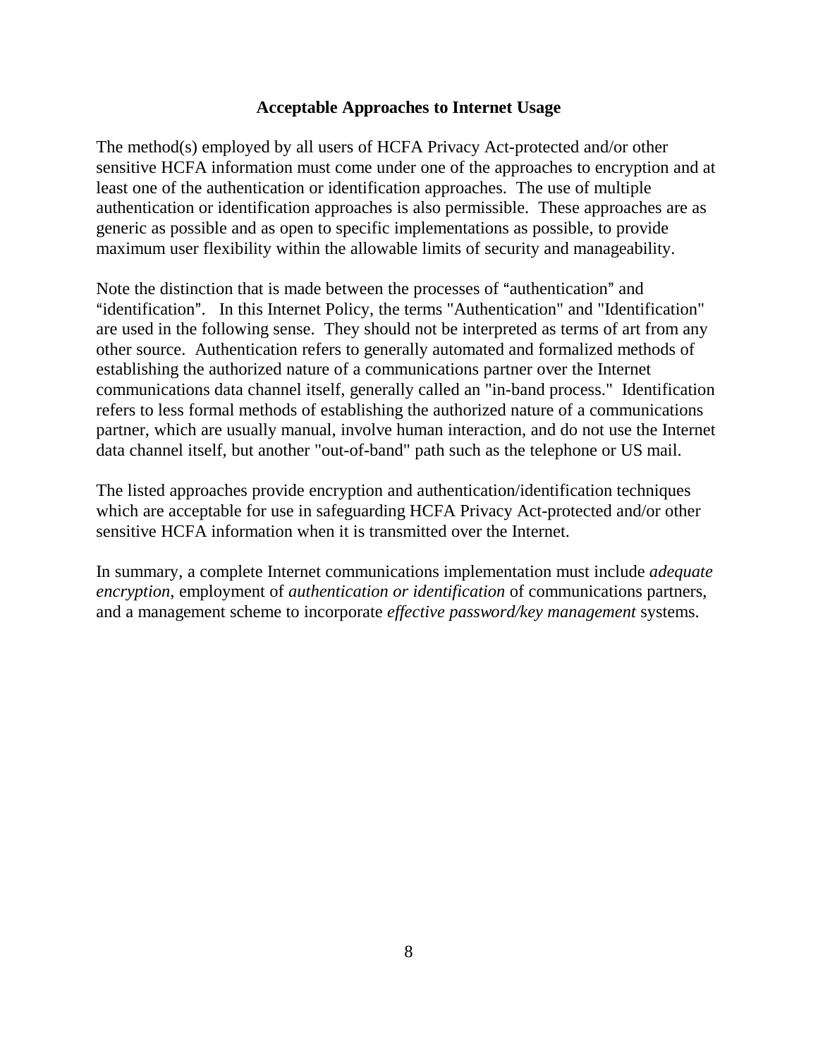## Acceptable Approaches to Internet Usage

The method(s) employed by all users of HCFA Privacy Act-protected and/or other sensitive HCFA information must come under one of the approaches to encryption and at least one of the authentication or identification approaches. The use of multiple authentication or identification approaches is also permissible. These approaches are as generic as possible and as open to specific implementations as possible, to provide maximum user flexibility within the allowable limits of security and manageability.

Note the distinction that is made between the processes of "authentication" and "identification". In this Internet Policy, the terms "Authentication" and "Identification" are used in the following sense. They should not be interpreted as terms of art from any other source. Authentication refers to generally automated and formalized methods of establishing the authorized nature of a communications partner over the Internet communications data channel itself, generally called an "in-band process." Identification refers to less formal methods of establishing the authorized nature of a communications partner, which are usually manual, involve human interaction, and do not use the Internet data channel itself, but another "out-of-band" path such as the telephone or US mail.

The listed approaches provide encryption and authentication/identification techniques which are acceptable for use in safeguarding HCFA Privacy Act-protected and/or other sensitive HCFA information when it is transmitted over the Internet.

In summary, a complete Internet communications implementation must include *adequate encryption*, employment of *authentication or identification* of communications partners, and a management scheme to incorporate *effective password/key management* systems.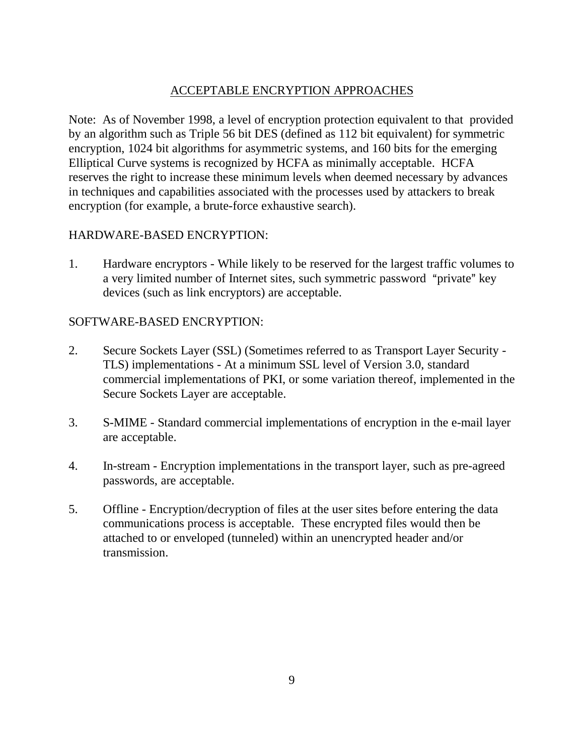## ACCEPTABLE ENCRYPTION APPROACHES

Note: As of November 1998, a level of encryption protection equivalent to that provided by an algorithm such as Triple 56 bit DES (defined as 112 bit equivalent) for symmetric encryption, 1024 bit algorithms for asymmetric systems, and 160 bits for the emerging Elliptical Curve systems is recognized by HCFA as minimally acceptable. HCFA reserves the right to increase these minimum levels when deemed necessary by advances in techniques and capabilities associated with the processes used by attackers to break encryption (for example, a brute-force exhaustive search).

### HARDWARE-BASED ENCRYPTION:

1. Hardware encryptors - While likely to be reserved for the largest traffic volumes to a very limited number of Internet sites, such symmetric password "private" key devices (such as link encryptors) are acceptable.

### SOFTWARE-BASED ENCRYPTION:

2. Secure Sockets Layer (SSL) (Sometimes referred to as Transport Layer Security - TLS) implementations - At a minimum SSL level of Version 3.0, standard commercial implementations of PKI, or some variation thereof, implemented in the Secure Sockets Layer are acceptable.

3. S-MIME - Standard commercial implementations of encryption in the e-mail layer are acceptable.

4. In-stream - Encryption implementations in the transport layer, such as pre-agreed passwords, are acceptable.

5. Offline - Encryption/decryption of files at the user sites before entering the data communications process is acceptable. These encrypted files would then be attached to or enveloped (tunneled) within an unencrypted header and/or transmission.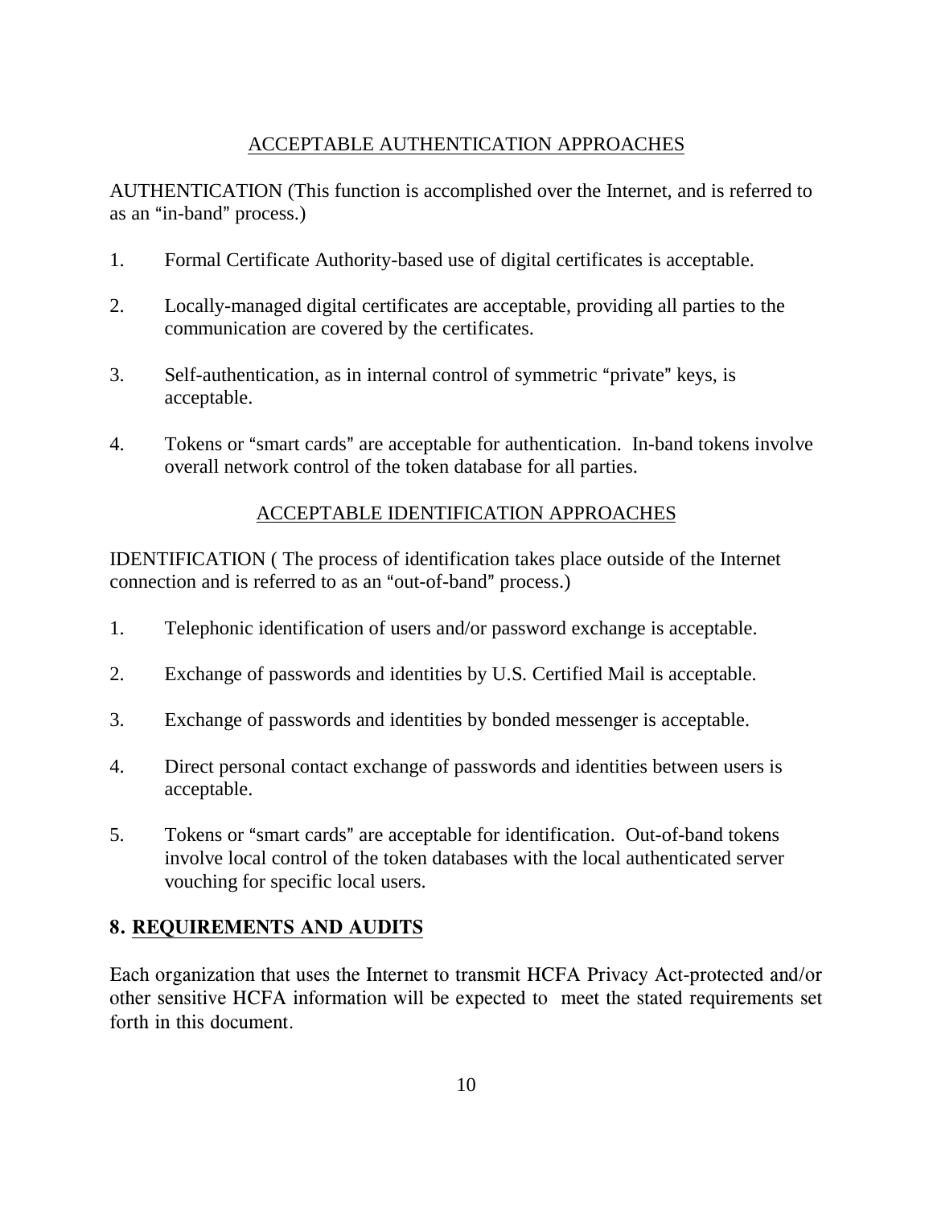## ACCEPTABLE AUTHENTICATION APPROACHES

AUTHENTICATION (This function is accomplished over the Internet, and is referred to as an "in-band" process.)

1. Formal Certificate Authority-based use of digital certificates is acceptable.

2. Locally-managed digital certificates are acceptable, providing all parties to the communication are covered by the certificates.

3. Self-authentication, as in internal control of symmetric "private" keys, is acceptable.

4. Tokens or "smart cards" are acceptable for authentication. In-band tokens involve overall network control of the token database for all parties.

## ACCEPTABLE IDENTIFICATION APPROACHES

IDENTIFICATION ( The process of identification takes place outside of the Internet connection and is referred to as an "out-of-band" process.)

1. Telephonic identification of users and/or password exchange is acceptable.

2. Exchange of passwords and identities by U.S. Certified Mail is acceptable.

3. Exchange of passwords and identities by bonded messenger is acceptable.

4. Direct personal contact exchange of passwords and identities between users is acceptable.

5. Tokens or "smart cards" are acceptable for identification. Out-of-band tokens involve local control of the token databases with the local authenticated server vouching for specific local users.

## 8. REQUIREMENTS AND AUDITS

Each organization that uses the Internet to transmit HCFA Privacy Act-protected and/or other sensitive HCFA information will be expected to meet the stated requirements set forth in this document.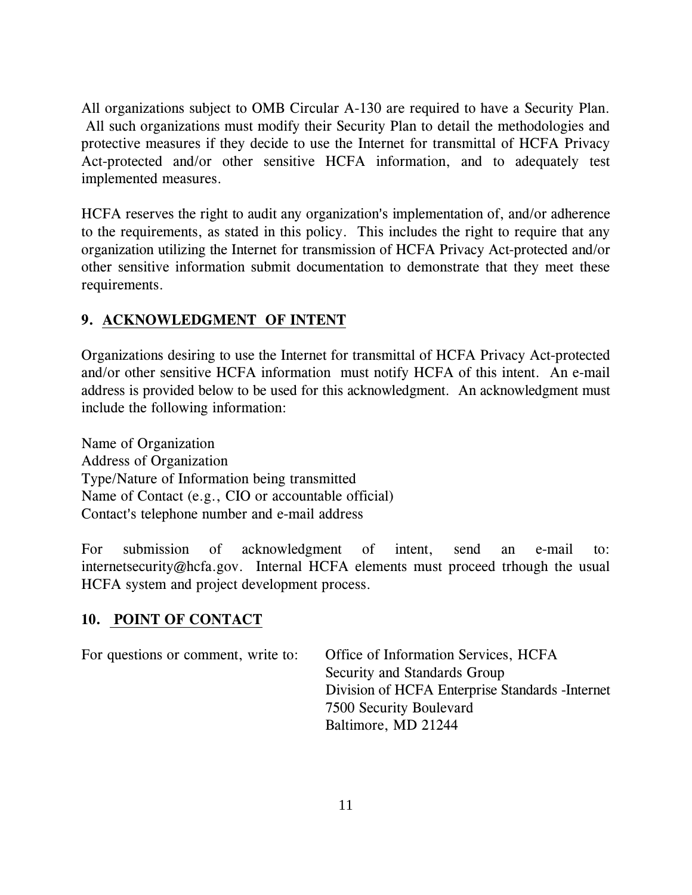All organizations subject to OMB Circular A-130 are required to have a Security Plan. All such organizations must modify their Security Plan to detail the methodologies and protective measures if they decide to use the Internet for transmittal of HCFA Privacy Act-protected and/or other sensitive HCFA information, and to adequately test implemented measures.

HCFA reserves the right to audit any organization's implementation of, and/or adherence to the requirements, as stated in this policy. This includes the right to require that any organization utilizing the Internet for transmission of HCFA Privacy Act-protected and/or other sensitive information submit documentation to demonstrate that they meet these requirements.

## 9. ACKNOWLEDGMENT OF INTENT

Organizations desiring to use the Internet for transmittal of HCFA Privacy Act-protected and/or other sensitive HCFA information must notify HCFA of this intent. An e-mail address is provided below to be used for this acknowledgment. An acknowledgment must include the following information:

Name of Organization
Address of Organization
Type/Nature of Information being transmitted
Name of Contact (e.g., CIO or accountable official)
Contact's telephone number and e-mail address

For submission of acknowledgment of intent, send an e-mail to: internetsecurity@hcfa.gov. Internal HCFA elements must proceed trhough the usual HCFA system and project development process.

## 10. POINT OF CONTACT

For questions or comment, write to:

Office of Information Services, HCFA
Security and Standards Group
Division of HCFA Enterprise Standards -Internet
7500 Security Boulevard
Baltimore, MD 21244